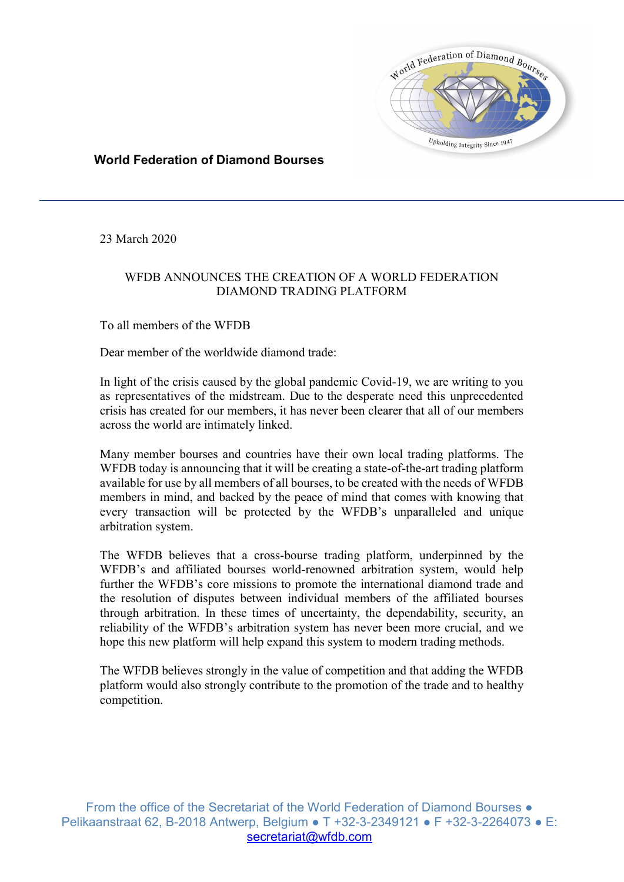**World Federation of Diamond Bourses**

23 March 2020

WFDB ANNOUNCES THE CREATION OF A WORLD FEDERATION DIAMOND TRADING PLATFORM

To all members of the WFDB

Dear member of the worldwide diamond trade:

In light of the crisis caused by the global pandemic Covid-19, we are writing to you as representatives of the midstream. Due to the desperate need this unprecedented crisis has created for our members, it has never been clearer that all of our members across the world are intimately linked.

Many member bourses and countries have their own local trading platforms. The WFDB today is announcing that it will be creating a state-of-the-art trading platform available for use by all members of all bourses, to be created with the needs of WFDB members in mind, and backed by the peace of mind that comes with knowing that every transaction will be protected by the WFDB's unparalleled and unique arbitration system.

The WFDB believes that a cross-bourse trading platform, underpinned by the WFDB's and affiliated bourses world-renowned arbitration system, would help further the WFDB's core missions to promote the international diamond trade and the resolution of disputes between individual members of the affiliated bourses through arbitration. In these times of uncertainty, the dependability, security, an reliability of the WFDB's arbitration system has never been more crucial, and we hope this new platform will help expand this system to modern trading methods.

The WFDB believes strongly in the value of competition and that adding the WFDB platform would also strongly contribute to the promotion of the trade and to healthy competition.

From the office of the Secretariat of the World Federation of Diamond Bourses ● Pelikaanstraat 62, B-2018 Antwerp, Belgium ● T +32-3-2349121 ● F +32-3-2264073 ● E: secretariat@wfdb.com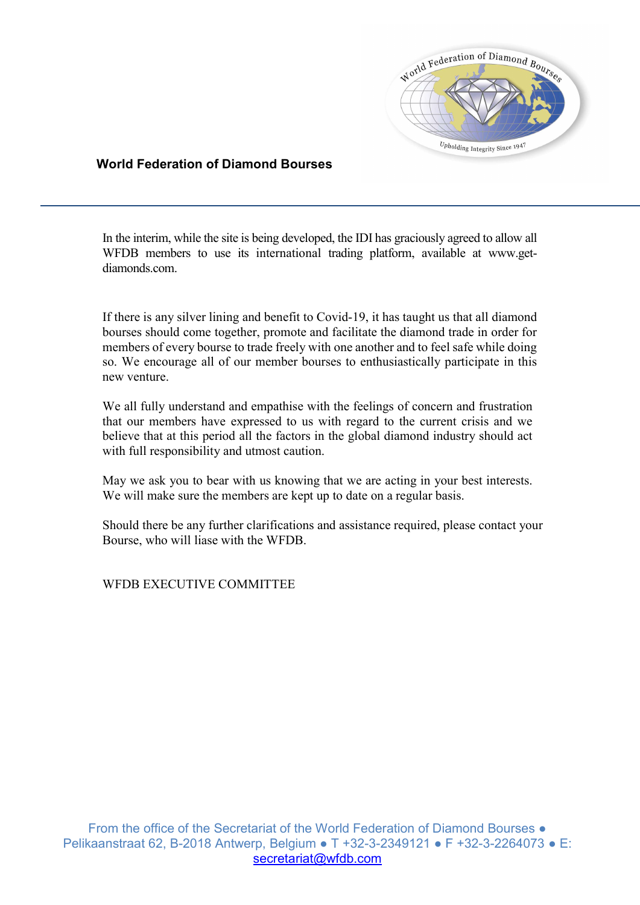**World Federation of Diamond Bourses**

In the interim, while the site is being developed, the IDI has graciously agreed to allow all WFDB members to use its international trading platform, available at www.get-diamonds.com.

If there is any silver lining and benefit to Covid-19, it has taught us that all diamond bourses should come together, promote and facilitate the diamond trade in order for members of every bourse to trade freely with one another and to feel safe while doing so. We encourage all of our member bourses to enthusiastically participate in this new venture.

We all fully understand and empathise with the feelings of concern and frustration that our members have expressed to us with regard to the current crisis and we believe that at this period all the factors in the global diamond industry should act with full responsibility and utmost caution.

May we ask you to bear with us knowing that we are acting in your best interests. We will make sure the members are kept up to date on a regular basis.

Should there be any further clarifications and assistance required, please contact your Bourse, who will liase with the WFDB.

WFDB EXECUTIVE COMMITTEE

From the office of the Secretariat of the World Federation of Diamond Bourses ● Pelikaanstraat 62, B-2018 Antwerp, Belgium ● T +32-3-2349121 ● F +32-3-2264073 ● E: secretariat@wfdb.com